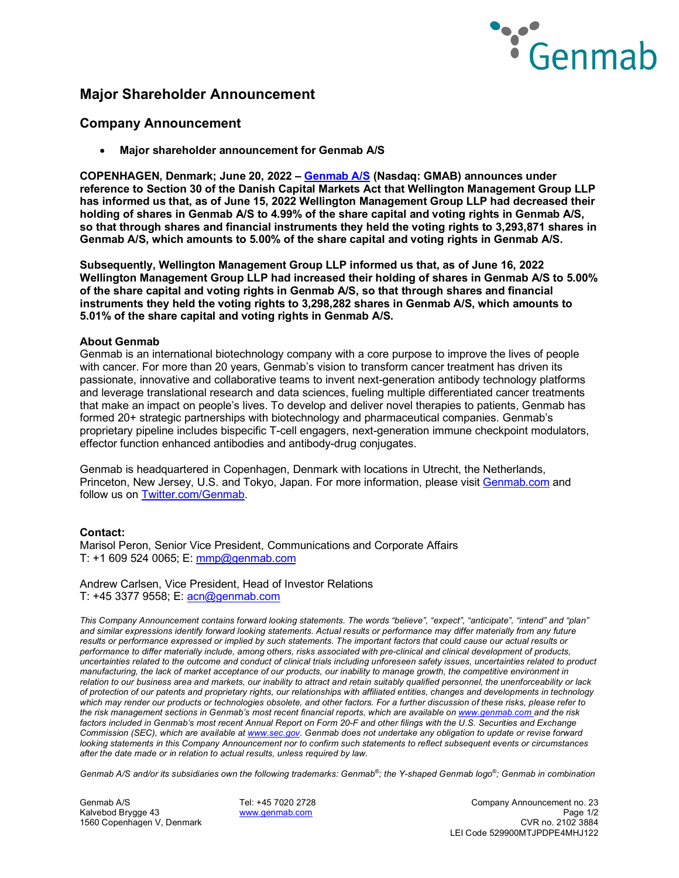## Major Shareholder Announcement

## Company Announcement

- **Major shareholder announcement for Genmab A/S**

**COPENHAGEN, Denmark; June 20, 2022 – [Genmab A/S](Genmab A/S) (Nasdaq: GMAB) announces under reference to Section 30 of the Danish Capital Markets Act that Wellington Management Group LLP has informed us that, as of June 15, 2022 Wellington Management Group LLP had decreased their holding of shares in Genmab A/S to 4.99% of the share capital and voting rights in Genmab A/S, so that through shares and financial instruments they held the voting rights to 3,293,871 shares in Genmab A/S, which amounts to 5.00% of the share capital and voting rights in Genmab A/S.**

**Subsequently, Wellington Management Group LLP informed us that, as of June 16, 2022 Wellington Management Group LLP had increased their holding of shares in Genmab A/S to 5.00% of the share capital and voting rights in Genmab A/S, so that through shares and financial instruments they held the voting rights to 3,298,282 shares in Genmab A/S, which amounts to 5.01% of the share capital and voting rights in Genmab A/S.**

**About Genmab**

Genmab is an international biotechnology company with a core purpose to improve the lives of people with cancer. For more than 20 years, Genmab's vision to transform cancer treatment has driven its passionate, innovative and collaborative teams to invent next-generation antibody technology platforms and leverage translational research and data sciences, fueling multiple differentiated cancer treatments that make an impact on people's lives. To develop and deliver novel therapies to patients, Genmab has formed 20+ strategic partnerships with biotechnology and pharmaceutical companies. Genmab's proprietary pipeline includes bispecific T-cell engagers, next-generation immune checkpoint modulators, effector function enhanced antibodies and antibody-drug conjugates.

Genmab is headquartered in Copenhagen, Denmark with locations in Utrecht, the Netherlands, Princeton, New Jersey, U.S. and Tokyo, Japan. For more information, please visit Genmab.com and follow us on Twitter.com/Genmab.

**Contact:**

Marisol Peron, Senior Vice President, Communications and Corporate Affairs
T: +1 609 524 0065; E: mmp@genmab.com

Andrew Carlsen, Vice President, Head of Investor Relations
T: +45 3377 9558; E: acn@genmab.com

*This Company Announcement contains forward looking statements. The words "believe", "expect", "anticipate", "intend" and "plan" and similar expressions identify forward looking statements. Actual results or performance may differ materially from any future results or performance expressed or implied by such statements. The important factors that could cause our actual results or performance to differ materially include, among others, risks associated with pre-clinical and clinical development of products, uncertainties related to the outcome and conduct of clinical trials including unforeseen safety issues, uncertainties related to product manufacturing, the lack of market acceptance of our products, our inability to manage growth, the competitive environment in relation to our business area and markets, our inability to attract and retain suitably qualified personnel, the unenforceability or lack of protection of our patents and proprietary rights, our relationships with affiliated entities, changes and developments in technology which may render our products or technologies obsolete, and other factors. For a further discussion of these risks, please refer to the risk management sections in Genmab's most recent financial reports, which are available on www.genmab.com and the risk factors included in Genmab's most recent Annual Report on Form 20-F and other filings with the U.S. Securities and Exchange Commission (SEC), which are available at www.sec.gov. Genmab does not undertake any obligation to update or revise forward looking statements in this Company Announcement nor to confirm such statements to reflect subsequent events or circumstances after the date made or in relation to actual results, unless required by law.*

*Genmab A/S and/or its subsidiaries own the following trademarks: Genmab®; the Y-shaped Genmab logo®; Genmab in combination*

Genmab A/S
Kalvebod Brygge 43
1560 Copenhagen V, Denmark

Tel: +45 7020 2728
www.genmab.com

Company Announcement no. 23
CVR no. 2102 3884
LEI Code 529900MTJPDPE4MHJ122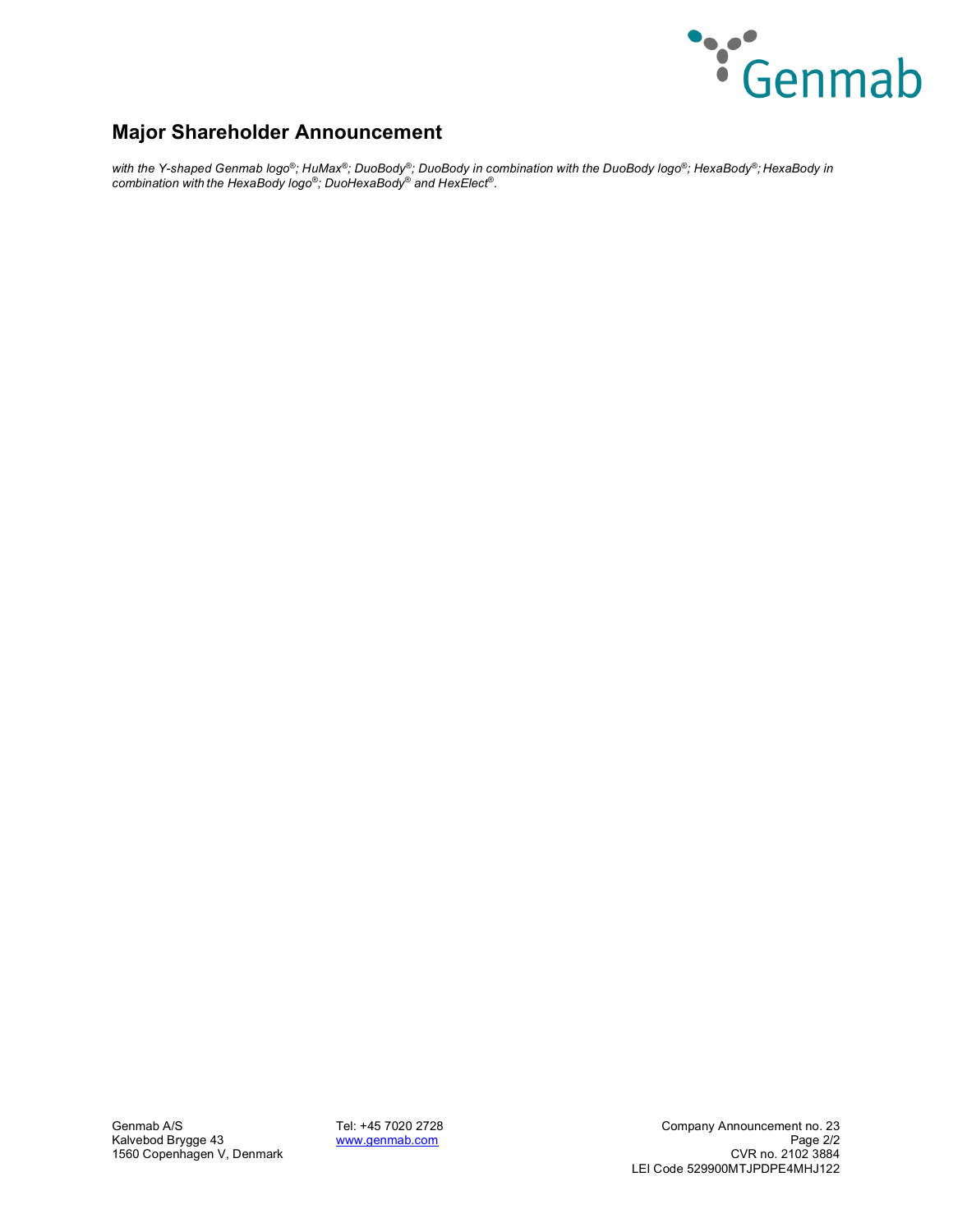## Major Shareholder Announcement

*with the Y-shaped Genmab logo®; HuMax®; DuoBody®; DuoBody in combination with the DuoBody logo®; HexaBody®; HexaBody in combination with the HexaBody logo®; DuoHexaBody® and HexElect®.*

Genmab A/S
Kalvebod Brygge 43
1560 Copenhagen V, Denmark

Tel: +45 7020 2728
www.genmab.com

Company Announcement no. 23
CVR no. 2102 3884
LEI Code 529900MTJPDPE4MHJ122